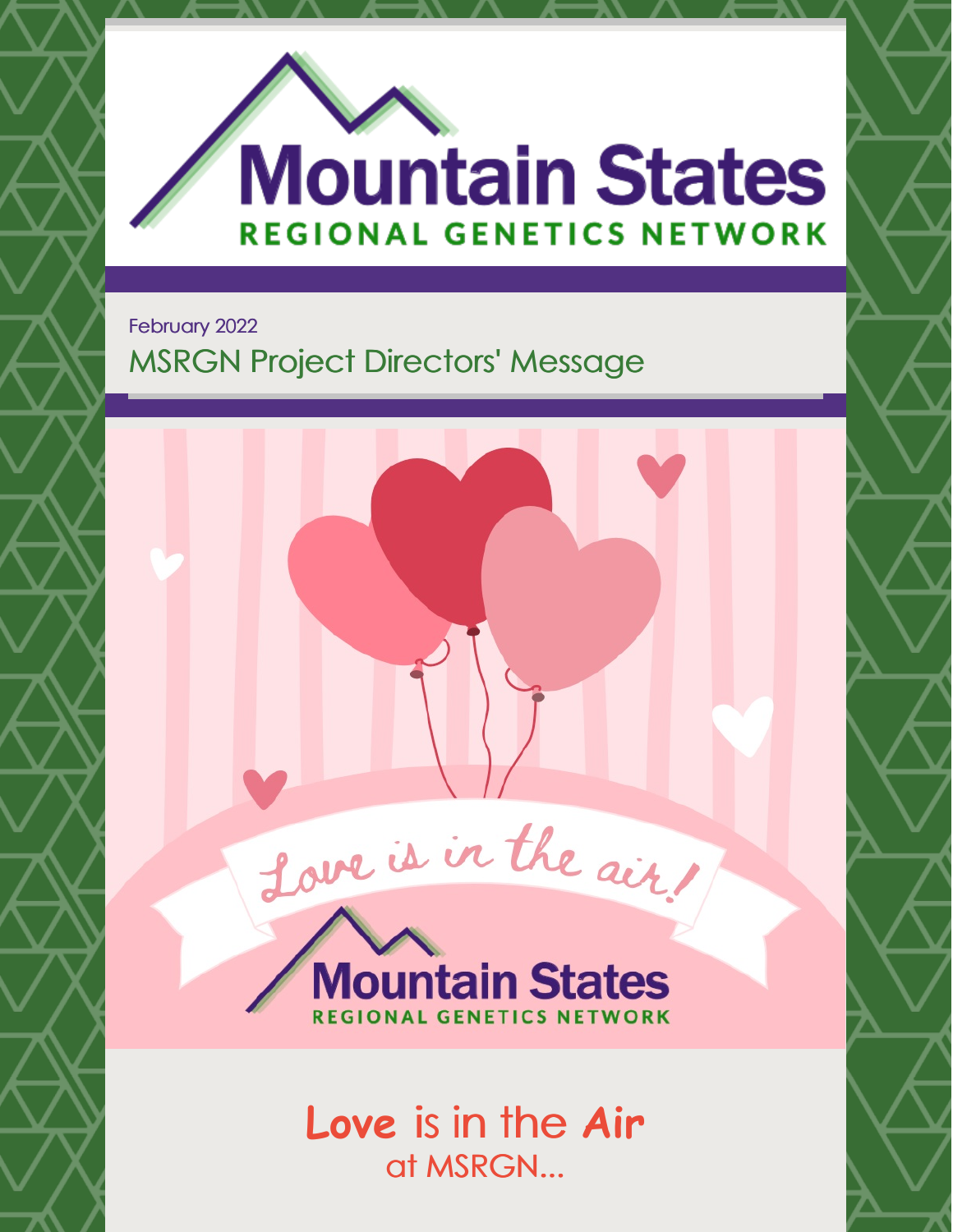# Mountain States

## REGIONAL GENETICS NETWORK

February 2022

## MSRGN Project Directors' Message

Love is in the air!

Mountain States

REGIONAL GENETICS NETWORK

## **Love** is in the **Air**

at MSRGN...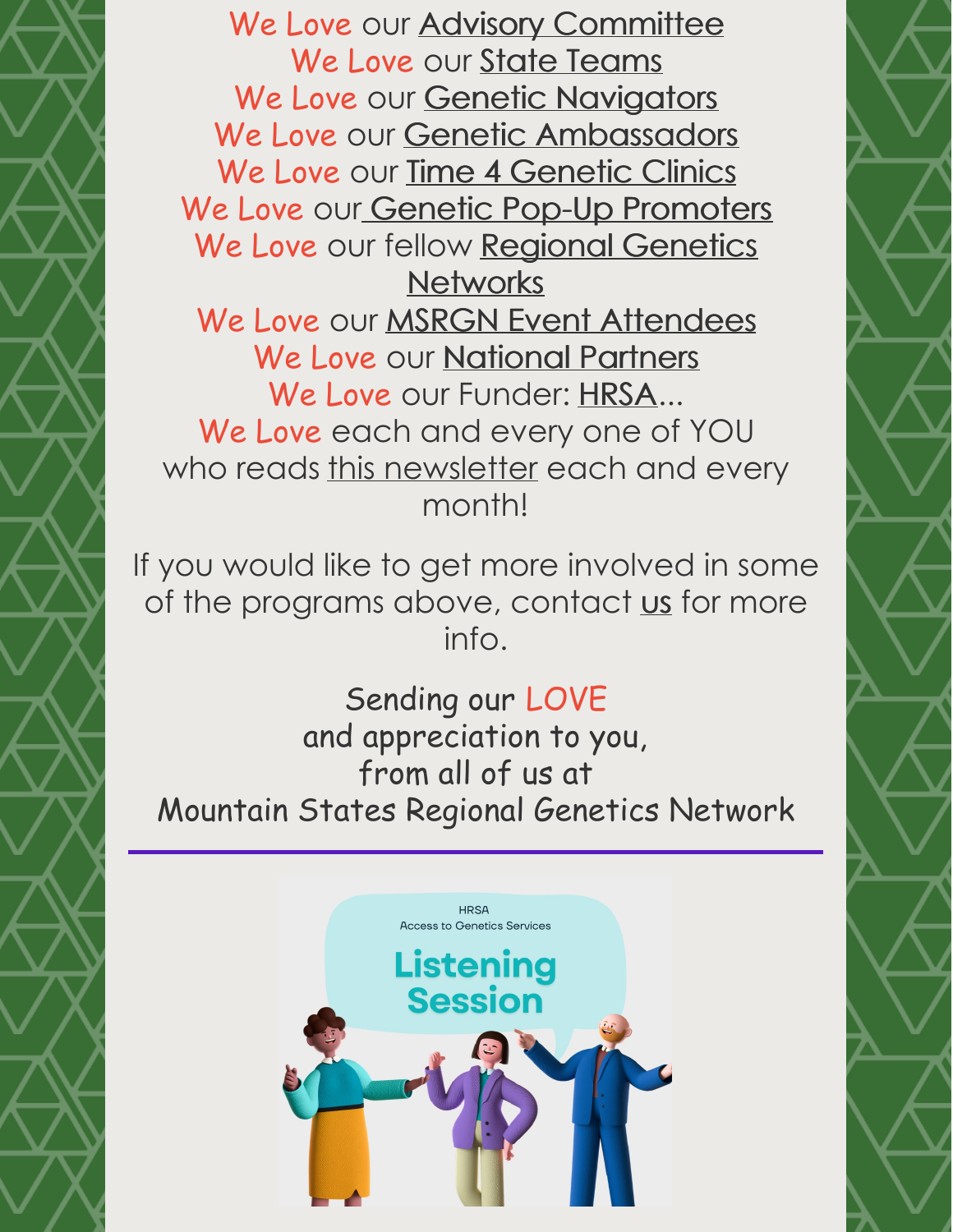We Love our Advisory Committee
We Love our State Teams
We Love our Genetic Navigators
We Love our Genetic Ambassadors
We Love our Time 4 Genetic Clinics
We Love our Genetic Pop-Up Promoters
We Love our fellow Regional Genetics Networks
We Love our MSRGN Event Attendees
We Love our National Partners
We Love our Funder: HRSA...
We Love each and every one of YOU who reads this newsletter each and every month!

If you would like to get more involved in some of the programs above, contact us for more info.

Sending our LOVE
and appreciation to you,
from all of us at
Mountain States Regional Genetics Network

---

HRSA
Access to Genetics Services

Listening Session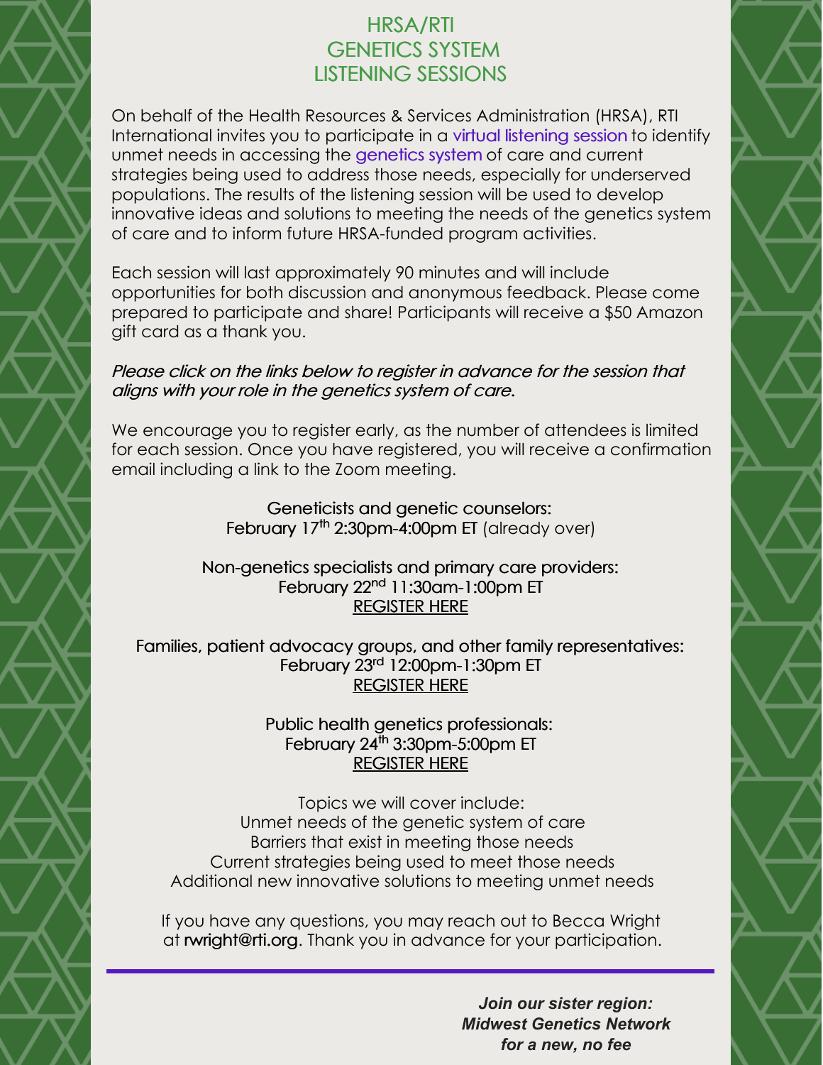## HRSA/RTI GENETICS SYSTEM LISTENING SESSIONS

On behalf of the Health Resources & Services Administration (HRSA), RTI International invites you to participate in a virtual listening session to identify unmet needs in accessing the genetics system of care and current strategies being used to address those needs, especially for underserved populations. The results of the listening session will be used to develop innovative ideas and solutions to meeting the needs of the genetics system of care and to inform future HRSA-funded program activities.

Each session will last approximately 90 minutes and will include opportunities for both discussion and anonymous feedback. Please come prepared to participate and share! Participants will receive a $50 Amazon gift card as a thank you.

*Please click on the links below to register in advance for the session that aligns with your role in the genetics system of care.*

We encourage you to register early, as the number of attendees is limited for each session. Once you have registered, you will receive a confirmation email including a link to the Zoom meeting.

Geneticists and genetic counselors:
February 17th 2:30pm-4:00pm ET (already over)

Non-genetics specialists and primary care providers:
February 22nd 11:30am-1:00pm ET
REGISTER HERE

Families, patient advocacy groups, and other family representatives:
February 23rd 12:00pm-1:30pm ET
REGISTER HERE

Public health genetics professionals:
February 24th 3:30pm-5:00pm ET
REGISTER HERE

Topics we will cover include:
Unmet needs of the genetic system of care
Barriers that exist in meeting those needs
Current strategies being used to meet those needs
Additional new innovative solutions to meeting unmet needs

If you have any questions, you may reach out to Becca Wright at rwright@rti.org. Thank you in advance for your participation.

---

***Join our sister region: Midwest Genetics Network for a new, no fee***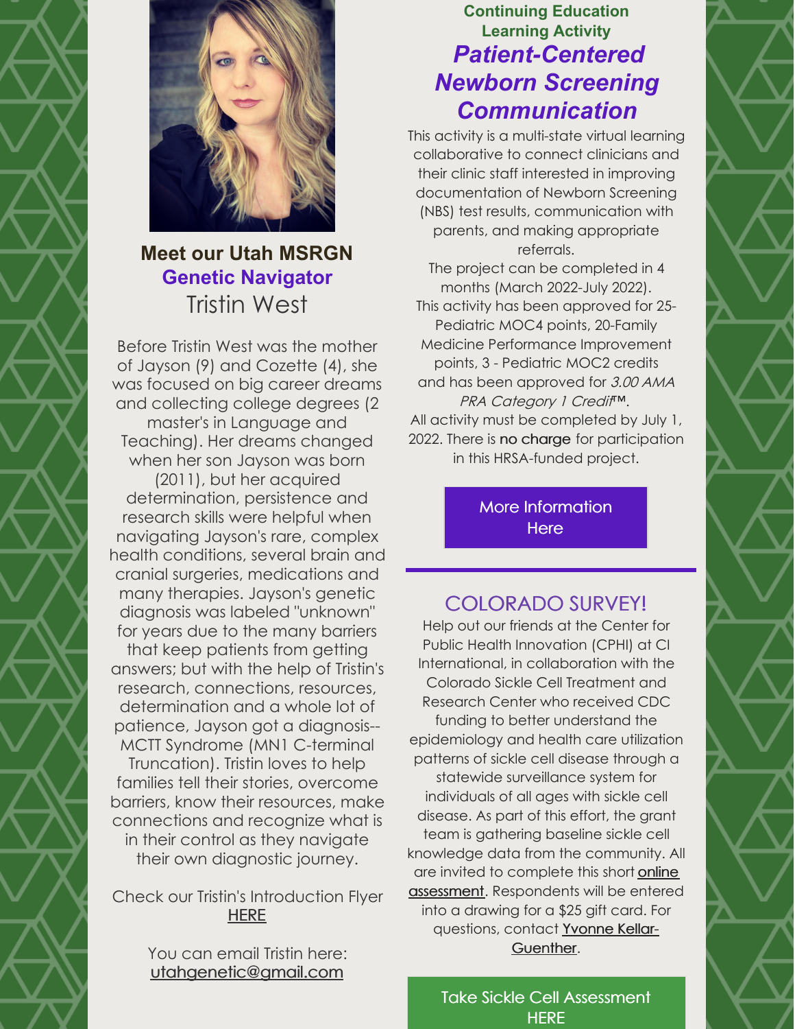## Meet our Utah MSRGN Genetic Navigator

### Tristin West

Before Tristin West was the mother of Jayson (9) and Cozette (4), she was focused on big career dreams and collecting college degrees (2 master's in Language and Teaching). Her dreams changed when her son Jayson was born (2011), but her acquired determination, persistence and research skills were helpful when navigating Jayson's rare, complex health conditions, several brain and cranial surgeries, medications and many therapies. Jayson's genetic diagnosis was labeled "unknown" for years due to the many barriers that keep patients from getting answers; but with the help of Tristin's research, connections, resources, determination and a whole lot of patience, Jayson got a diagnosis--MCTT Syndrome (MN1 C-terminal Truncation). Tristin loves to help families tell their stories, overcome barriers, know their resources, make connections and recognize what is in their control as they navigate their own diagnostic journey.

Check our Tristin's Introduction Flyer HERE

You can email Tristin here: utahgenetic@gmail.com

## Continuing Education Learning Activity

### *Patient-Centered Newborn Screening Communication*

This activity is a multi-state virtual learning collaborative to connect clinicians and their clinic staff interested in improving documentation of Newborn Screening (NBS) test results, communication with parents, and making appropriate referrals.

The project can be completed in 4 months (March 2022-July 2022).

This activity has been approved for 25-Pediatric MOC4 points, 20-Family Medicine Performance Improvement points, 3 - Pediatric MOC2 credits and has been approved for *3.00 AMA PRA Category 1 Credit™*.

All activity must be completed by July 1, 2022. There is no charge for participation in this HRSA-funded project.

More Information Here

## COLORADO SURVEY!

Help out our friends at the Center for Public Health Innovation (CPHI) at CI International, in collaboration with the Colorado Sickle Cell Treatment and Research Center who received CDC funding to better understand the epidemiology and health care utilization patterns of sickle cell disease through a statewide surveillance system for individuals of all ages with sickle cell disease. As part of this effort, the grant team is gathering baseline sickle cell knowledge data from the community. All are invited to complete this short online assessment. Respondents will be entered into a drawing for a $25 gift card. For questions, contact Yvonne Kellar-Guenther.

Take Sickle Cell Assessment HERE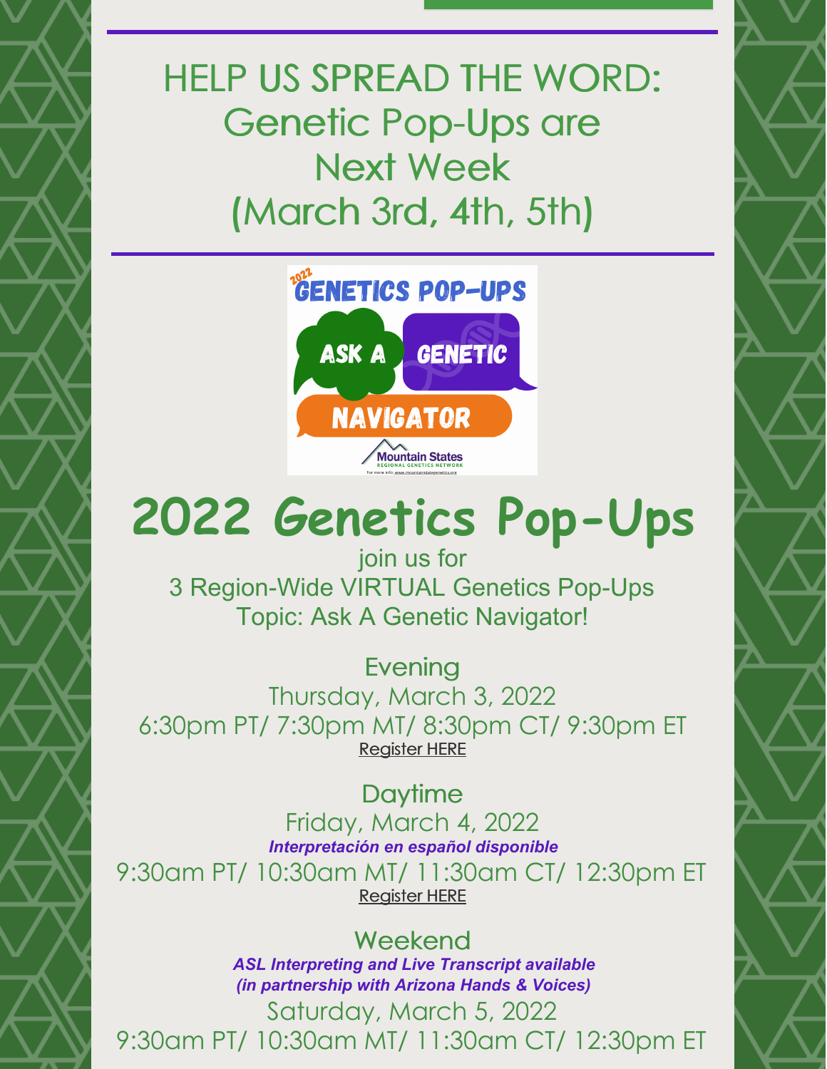# HELP US SPREAD THE WORD: Genetic Pop-Ups are Next Week (March 3rd, 4th, 5th)

# 2022 Genetics Pop-Ups

join us for
3 Region-Wide VIRTUAL Genetics Pop-Ups
Topic: Ask A Genetic Navigator!

## Evening

Thursday, March 3, 2022
6:30pm PT/ 7:30pm MT/ 8:30pm CT/ 9:30pm ET
Register HERE

## Daytime

Friday, March 4, 2022
***Interpretación en español disponible***
9:30am PT/ 10:30am MT/ 11:30am CT/ 12:30pm ET
Register HERE

## Weekend

***ASL Interpreting and Live Transcript available (in partnership with Arizona Hands & Voices)***
Saturday, March 5, 2022
9:30am PT/ 10:30am MT/ 11:30am CT/ 12:30pm ET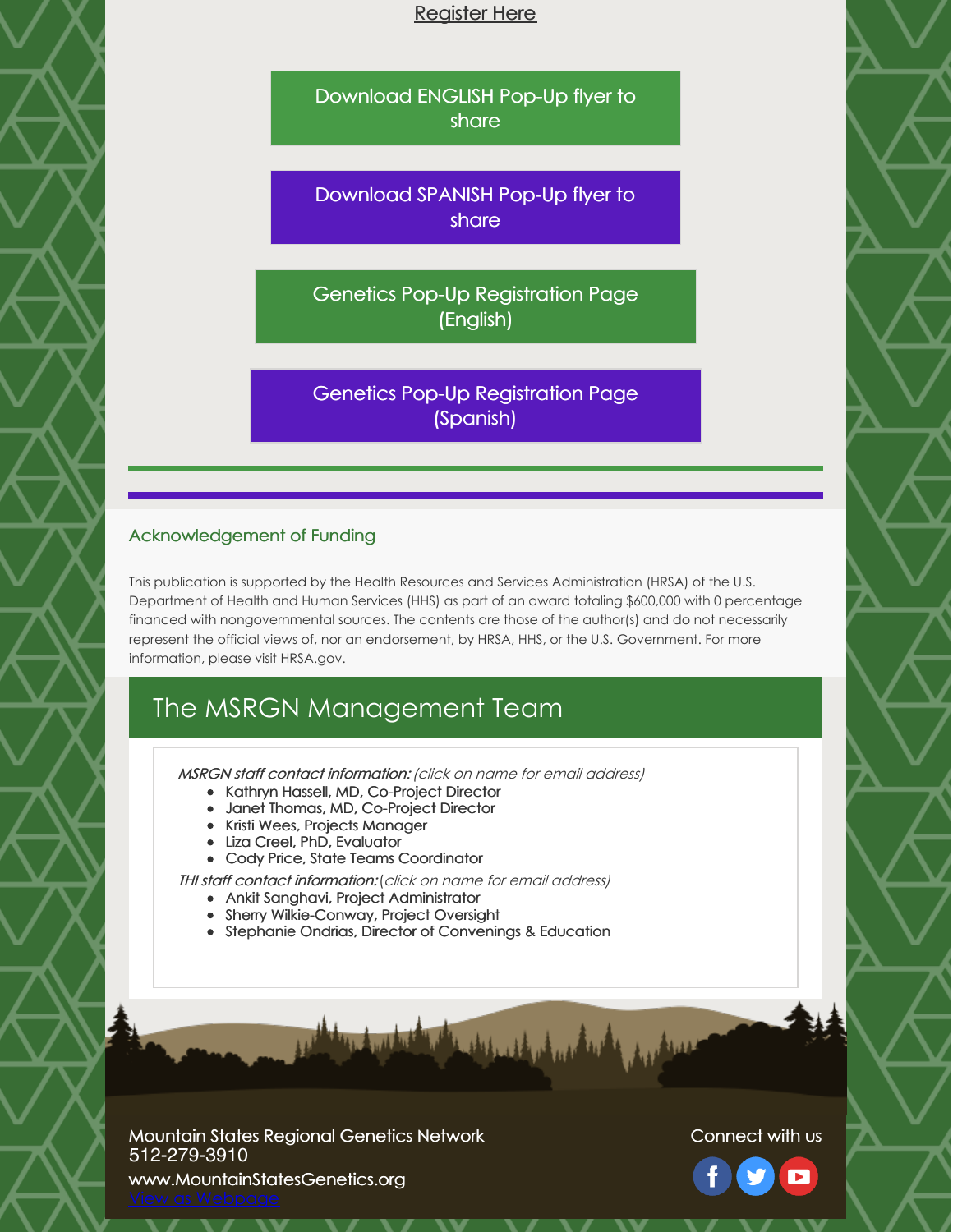[Register Here]

Download ENGLISH Pop-Up flyer to share

Download SPANISH Pop-Up flyer to share

Genetics Pop-Up Registration Page (English)

Genetics Pop-Up Registration Page (Spanish)

### Acknowledgement of Funding

This publication is supported by the Health Resources and Services Administration (HRSA) of the U.S. Department of Health and Human Services (HHS) as part of an award totaling $600,000 with 0 percentage financed with nongovernmental sources. The contents are those of the author(s) and do not necessarily represent the official views of, nor an endorsement, by HRSA, HHS, or the U.S. Government. For more information, please visit HRSA.gov.

## The MSRGN Management Team

*MSRGN staff contact information: (click on name for email address)*

- Kathryn Hassell, MD, Co-Project Director
- Janet Thomas, MD, Co-Project Director
- Kristi Wees, Projects Manager
- Liza Creel, PhD, Evaluator
- Cody Price, State Teams Coordinator

*THI staff contact information: (click on name for email address)*

- Ankit Sanghavi, Project Administrator
- Sherry Wilkie-Conway, Project Oversight
- Stephanie Ondrias, Director of Convenings & Education

Mountain States Regional Genetics Network
512-279-3910
www.MountainStatesGenetics.org
View as Webpage

Connect with us